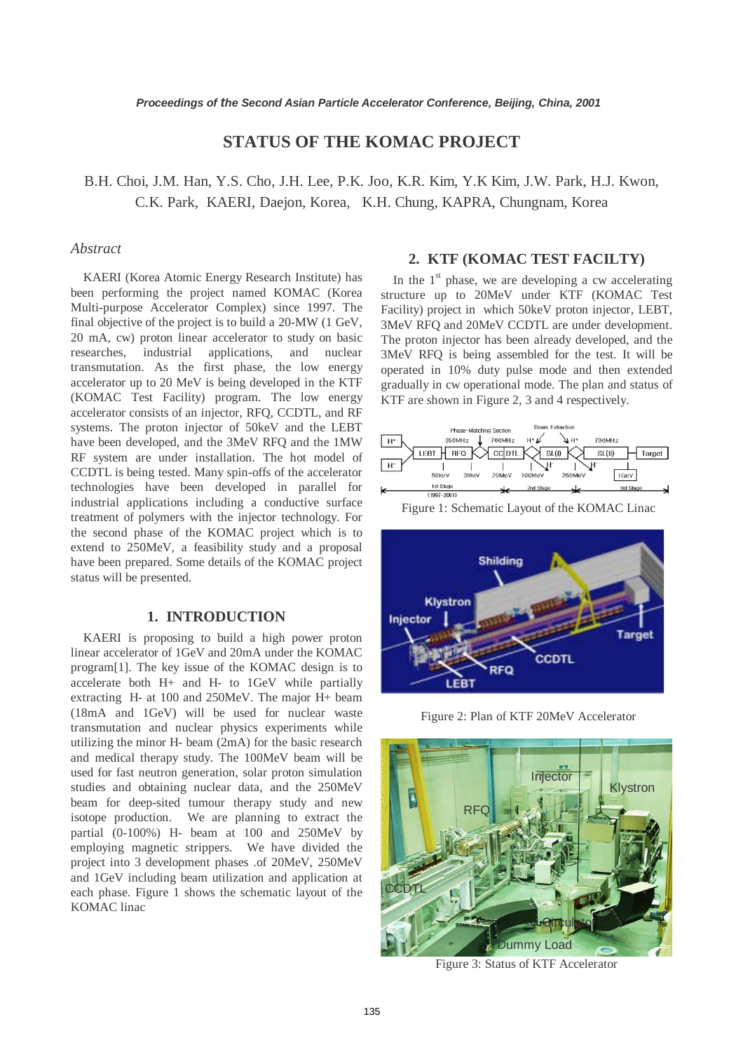# STATUS OF THE KOMAC PROJECT

B.H. Choi, J.M. Han, Y.S. Cho, J.H. Lee, P.K. Joo, K.R. Kim, Y.K Kim, J.W. Park, H.J. Kwon, C.K. Park, KAERI, Daejon, Korea, K.H. Chung, KAPRA, Chungnam, Korea

*Abstract*

KAERI (Korea Atomic Energy Research Institute) has been performing the project named KOMAC (Korea Multi-purpose Accelerator Complex) since 1997. The final objective of the project is to build a 20-MW (1 GeV, 20 mA, cw) proton linear accelerator to study on basic researches, industrial applications, and nuclear transmutation. As the first phase, the low energy accelerator up to 20 MeV is being developed in the KTF (KOMAC Test Facility) program. The low energy accelerator consists of an injector, RFQ, CCDTL, and RF systems. The proton injector of 50keV and the LEBT have been developed, and the 3MeV RFQ and the 1MW RF system are under installation. The hot model of CCDTL is being tested. Many spin-offs of the accelerator technologies have been developed in parallel for industrial applications including a conductive surface treatment of polymers with the injector technology. For the second phase of the KOMAC project which is to extend to 250MeV, a feasibility study and a proposal have been prepared. Some details of the KOMAC project status will be presented.

## 1. INTRODUCTION

KAERI is proposing to build a high power proton linear accelerator of 1GeV and 20mA under the KOMAC program[1]. The key issue of the KOMAC design is to accelerate both H+ and H- to 1GeV while partially extracting H- at 100 and 250MeV. The major H+ beam (18mA and 1GeV) will be used for nuclear waste transmutation and nuclear physics experiments while utilizing the minor H- beam (2mA) for the basic research and medical therapy study. The 100MeV beam will be used for fast neutron generation, solar proton simulation studies and obtaining nuclear data, and the 250MeV beam for deep-sited tumour therapy study and new isotope production. We are planning to extract the partial (0-100%) H- beam at 100 and 250MeV by employing magnetic strippers. We have divided the project into 3 development phases .of 20MeV, 250MeV and 1GeV including beam utilization and application at each phase. Figure 1 shows the schematic layout of the KOMAC linac

## 2. KTF (KOMAC TEST FACILTY)

In the 1st phase, we are developing a cw accelerating structure up to 20MeV under KTF (KOMAC Test Facility) project in which 50keV proton injector, LEBT, 3MeV RFQ and 20MeV CCDTL are under development. The proton injector has been already developed, and the 3MeV RFQ is being assembled for the test. It will be operated in 10% duty pulse mode and then extended gradually in cw operational mode. The plan and status of KTF are shown in Figure 2, 3 and 4 respectively.

Figure 1: Schematic Layout of the KOMAC Linac

Figure 2: Plan of KTF 20MeV Accelerator

Figure 3: Status of KTF Accelerator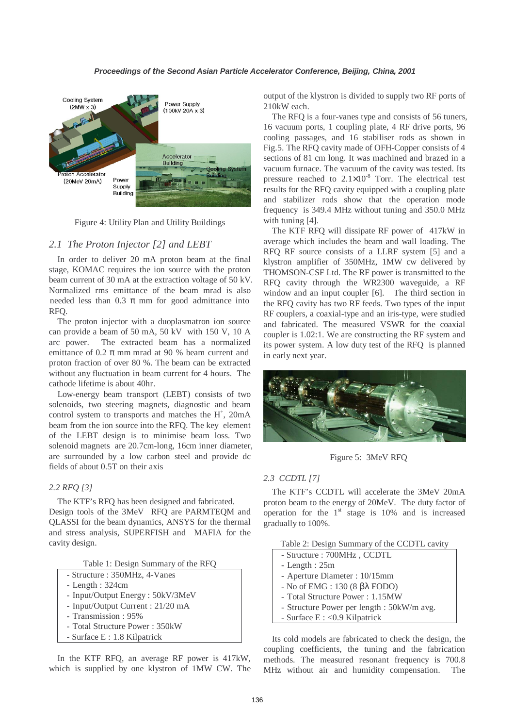Figure 4: Utility Plan and Utility Buildings

## 2.1 The Proton Injector [2] and LEBT

In order to deliver 20 mA proton beam at the final stage, KOMAC requires the ion source with the proton beam current of 30 mA at the extraction voltage of 50 kV. Normalized rms emittance of the beam mrad is also needed less than 0.3 π mm for good admittance into RFQ.

The proton injector with a duoplasmatron ion source can provide a beam of 50 mA, 50 kV with 150 V, 10 A arc power. The extracted beam has a normalized emittance of 0.2 π mm mrad at 90 % beam current and proton fraction of over 80 %. The beam can be extracted without any fluctuation in beam current for 4 hours. The cathode lifetime is about 40hr.

Low-energy beam transport (LEBT) consists of two solenoids, two steering magnets, diagnostic and beam control system to transports and matches the $H^+$, 20mA beam from the ion source into the RFQ. The key element of the LEBT design is to minimise beam loss. Two solenoid magnets are 20.7cm-long, 16cm inner diameter, are surrounded by a low carbon steel and provide dc fields of about 0.5T on their axis

## 2.2 RFQ [3]

The KTF's RFQ has been designed and fabricated. Design tools of the 3MeV RFQ are PARMTEQM and QLASSI for the beam dynamics, ANSYS for the thermal and stress analysis, SUPERFISH and MAFIA for the cavity design.

Table 1: Design Summary of the RFQ

- Structure : 350MHz, 4-Vanes
- Length : 324cm
- Input/Output Energy : 50kV/3MeV
- Input/Output Current : 21/20 mA
- Transmission : 95%
- Total Structure Power : 350kW
- Surface E : 1.8 Kilpatrick

In the KTF RFQ, an average RF power is 417kW, which is supplied by one klystron of 1MW CW. The output of the klystron is divided to supply two RF ports of 210kW each.

The RFQ is a four-vanes type and consists of 56 tuners, 16 vacuum ports, 1 coupling plate, 4 RF drive ports, 96 cooling passages, and 16 stabiliser rods as shown in Fig.5. The RFQ cavity made of OFH-Copper consists of 4 sections of 81 cm long. It was machined and brazed in a vacuum furnace. The vacuum of the cavity was tested. Its pressure reached to $2.1\times10^{-8}$ Torr. The electrical test results for the RFQ cavity equipped with a coupling plate and stabilizer rods show that the operation mode frequency is 349.4 MHz without tuning and 350.0 MHz with tuning [4].

The KTF RFQ will dissipate RF power of 417kW in average which includes the beam and wall loading. The RFQ RF source consists of a LLRF system [5] and a klystron amplifier of 350MHz, 1MW cw delivered by THOMSON-CSF Ltd. The RF power is transmitted to the RFQ cavity through the WR2300 waveguide, a RF window and an input coupler [6]. The third section in the RFQ cavity has two RF feeds. Two types of the input RF couplers, a coaxial-type and an iris-type, were studied and fabricated. The measured VSWR for the coaxial coupler is 1.02:1. We are constructing the RF system and its power system. A low duty test of the RFQ is planned in early next year.

Figure 5: 3MeV RFQ

## 2.3 CCDTL [7]

The KTF's CCDTL will accelerate the 3MeV 20mA proton beam to the energy of 20MeV. The duty factor of operation for the 1st stage is 10% and is increased gradually to 100%.

Table 2: Design Summary of the CCDTL cavity

- Structure : 700MHz , CCDTL
- Length : 25m
- Aperture Diameter : 10/15mm
- No of EMG : 130 (8 βλ FODO)
- Total Structure Power : 1.15MW
- Structure Power per length : 50kW/m avg.
- Surface E : <0.9 Kilpatrick

Its cold models are fabricated to check the design, the coupling coefficients, the tuning and the fabrication methods. The measured resonant frequency is 700.8 MHz without air and humidity compensation. The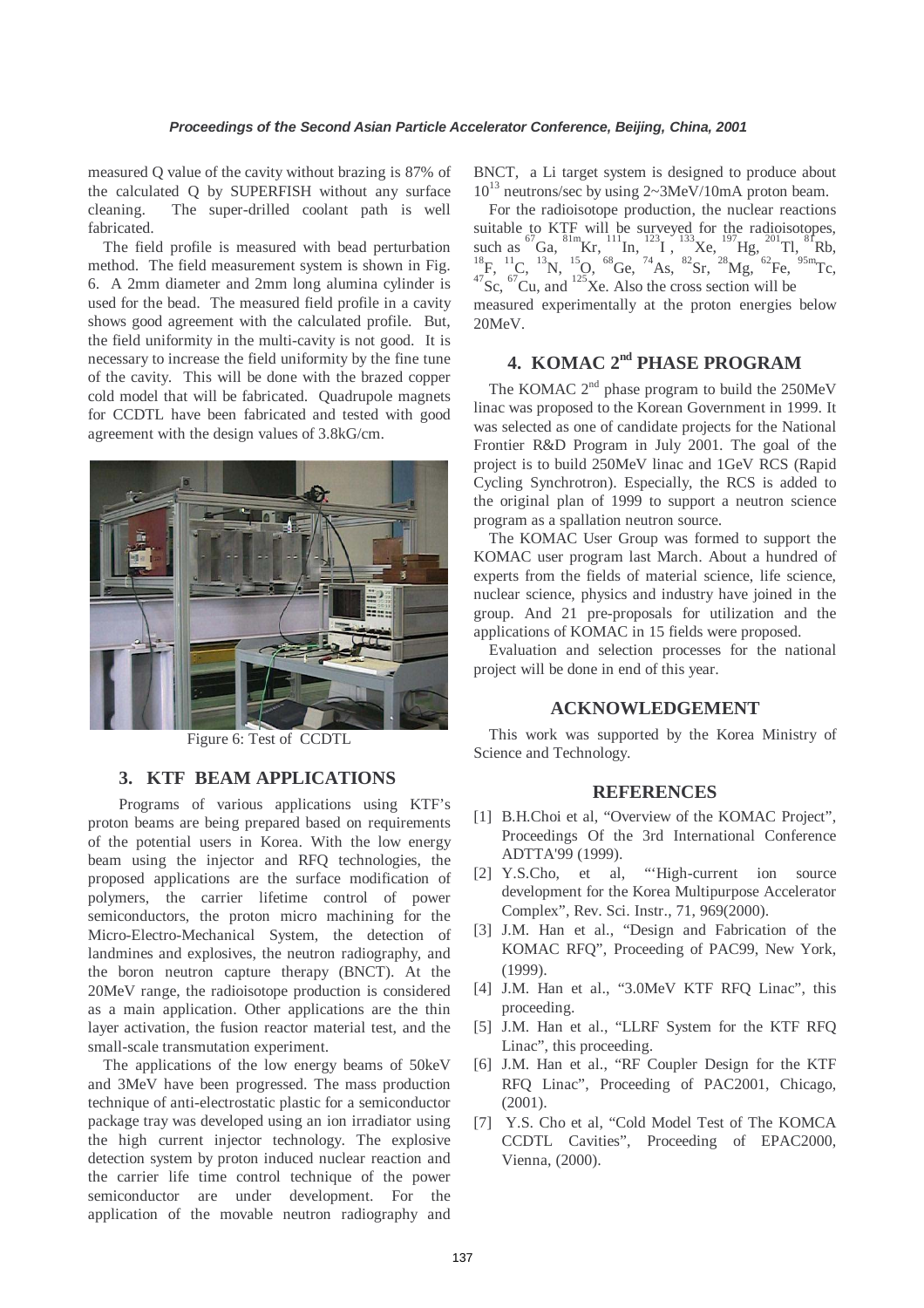measured Q value of the cavity without brazing is 87% of the calculated Q by SUPERFISH without any surface cleaning. The super-drilled coolant path is well fabricated.

The field profile is measured with bead perturbation method. The field measurement system is shown in Fig. 6. A 2mm diameter and 2mm long alumina cylinder is used for the bead. The measured field profile in a cavity shows good agreement with the calculated profile. But, the field uniformity in the multi-cavity is not good. It is necessary to increase the field uniformity by the fine tune of the cavity. This will be done with the brazed copper cold model that will be fabricated. Quadrupole magnets for CCDTL have been fabricated and tested with good agreement with the design values of 3.8kG/cm.

Figure 6: Test of CCDTL

## 3. KTF BEAM APPLICATIONS

Programs of various applications using KTF's proton beams are being prepared based on requirements of the potential users in Korea. With the low energy beam using the injector and RFQ technologies, the proposed applications are the surface modification of polymers, the carrier lifetime control of power semiconductors, the proton micro machining for the Micro-Electro-Mechanical System, the detection of landmines and explosives, the neutron radiography, and the boron neutron capture therapy (BNCT). At the 20MeV range, the radioisotope production is considered as a main application. Other applications are the thin layer activation, the fusion reactor material test, and the small-scale transmutation experiment.

The applications of the low energy beams of 50keV and 3MeV have been progressed. The mass production technique of anti-electrostatic plastic for a semiconductor package tray was developed using an ion irradiator using the high current injector technology. The explosive detection system by proton induced nuclear reaction and the carrier life time control technique of the power semiconductor are under development. For the application of the movable neutron radiography and BNCT, a Li target system is designed to produce about $10^{13}$ neutrons/sec by using 2~3MeV/10mA proton beam.

For the radioisotope production, the nuclear reactions suitable to KTF will be surveyed for the radioisotopes, such as $^{67}$Ga, $^{81m}$Kr, $^{111}$In, $^{123}$I, $^{133}$Xe, $^{197}$Hg, $^{201}$Tl, $^{81}$Rb, $^{18}$F, $^{11}$C, $^{13}$N, $^{15}$O, $^{68}$Ge, $^{74}$As, $^{82}$Sr, $^{28}$Mg, $^{62}$Fe, $^{95m}$Tc, $^{47}$Sc, $^{67}$Cu, and $^{125}$Xe. Also the cross section will be measured experimentally at the proton energies below 20MeV.

## 4. KOMAC 2nd PHASE PROGRAM

The KOMAC 2nd phase program to build the 250MeV linac was proposed to the Korean Government in 1999. It was selected as one of candidate projects for the National Frontier R&D Program in July 2001. The goal of the project is to build 250MeV linac and 1GeV RCS (Rapid Cycling Synchrotron). Especially, the RCS is added to the original plan of 1999 to support a neutron science program as a spallation neutron source.

The KOMAC User Group was formed to support the KOMAC user program last March. About a hundred of experts from the fields of material science, life science, nuclear science, physics and industry have joined in the group. And 21 pre-proposals for utilization and the applications of KOMAC in 15 fields were proposed.

Evaluation and selection processes for the national project will be done in end of this year.

## ACKNOWLEDGEMENT

This work was supported by the Korea Ministry of Science and Technology.

## REFERENCES

[1] B.H.Choi et al, "Overview of the KOMAC Project", Proceedings Of the 3rd International Conference ADTTA'99 (1999).

[2] Y.S.Cho, et al, "'High-current ion source development for the Korea Multipurpose Accelerator Complex", Rev. Sci. Instr., 71, 969(2000).

[3] J.M. Han et al., "Design and Fabrication of the KOMAC RFQ", Proceeding of PAC99, New York, (1999).

[4] J.M. Han et al., "3.0MeV KTF RFQ Linac", this proceeding.

[5] J.M. Han et al., "LLRF System for the KTF RFQ Linac", this proceeding.

[6] J.M. Han et al., "RF Coupler Design for the KTF RFQ Linac", Proceeding of PAC2001, Chicago, (2001).

[7] Y.S. Cho et al, "Cold Model Test of The KOMCA CCDTL Cavities", Proceeding of EPAC2000, Vienna, (2000).